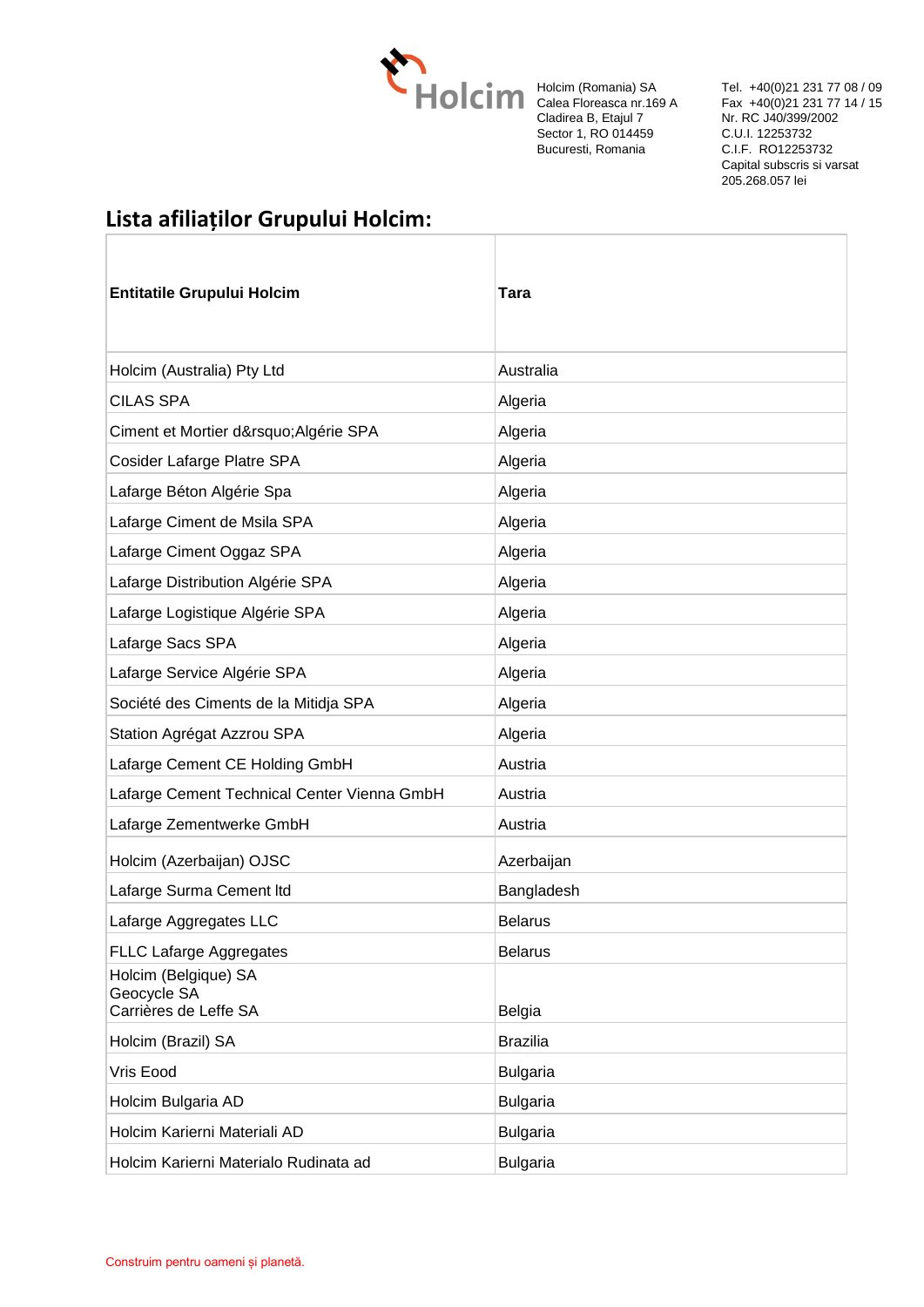Holcim (Romania) SA
Calea Floreasca nr.169 A
Cladirea B, Etajul 7
Sector 1, RO 014459
Bucuresti, Romania

Tel. +40(0)21 231 77 08 / 09
Fax +40(0)21 231 77 14 / 15
Nr. RC J40/399/2002
C.U.I. 12253732
C.I.F. RO12253732
Capital subscris si varsat
205.268.057 lei

## Lista afiliaților Grupului Holcim:

| **Entitatile Grupului Holcim** | **Tara** |
|---|---|
| Holcim (Australia) Pty Ltd | Australia |
| CILAS SPA | Algeria |
| Ciment et Mortier d&rsquo;Algérie SPA | Algeria |
| Cosider Lafarge Platre SPA | Algeria |
| Lafarge Béton Algérie Spa | Algeria |
| Lafarge Ciment de Msila SPA | Algeria |
| Lafarge Ciment Oggaz SPA | Algeria |
| Lafarge Distribution Algérie SPA | Algeria |
| Lafarge Logistique Algérie SPA | Algeria |
| Lafarge Sacs SPA | Algeria |
| Lafarge Service Algérie SPA | Algeria |
| Société des Ciments de la Mitidja SPA | Algeria |
| Station Agrégat Azzrou SPA | Algeria |
| Lafarge Cement CE Holding GmbH | Austria |
| Lafarge Cement Technical Center Vienna GmbH | Austria |
| Lafarge Zementwerke GmbH | Austria |
| Holcim (Azerbaijan) OJSC | Azerbaijan |
| Lafarge Surma Cement ltd | Bangladesh |
| Lafarge Aggregates LLC | Belarus |
| FLLC Lafarge Aggregates | Belarus |
| Holcim (Belgique) SA<br>Geocycle SA<br>Carrières de Leffe SA | Belgia |
| Holcim (Brazil) SA | Brazilia |
| Vris Eood | Bulgaria |
| Holcim Bulgaria AD | Bulgaria |
| Holcim Karierni Materiali AD | Bulgaria |
| Holcim Karierni Materialo Rudinata ad | Bulgaria |

Construim pentru oameni și planetă.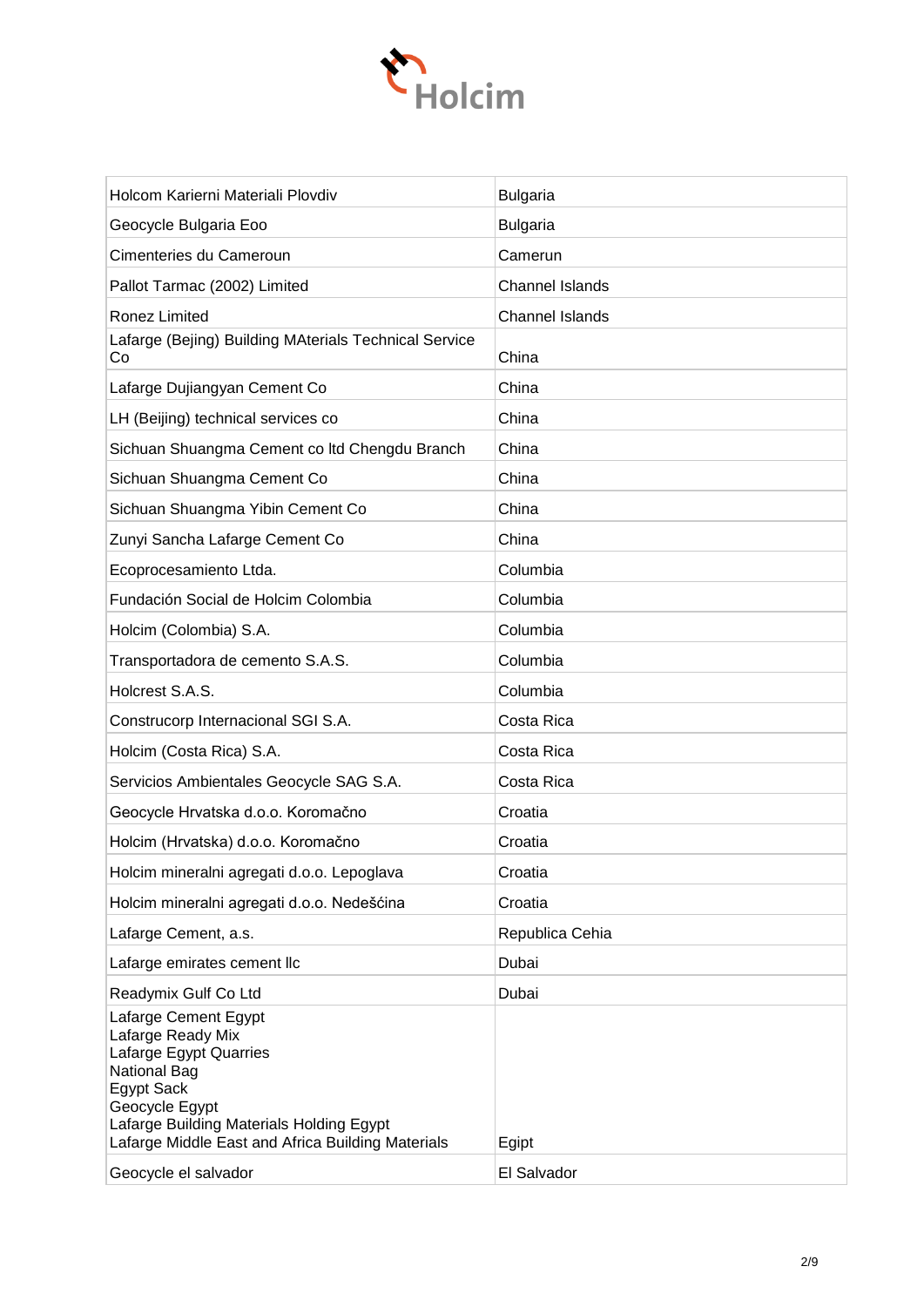| | |
|---|---|
| Holcom Karierni Materiali Plovdiv | Bulgaria |
| Geocycle Bulgaria Eoo | Bulgaria |
| Cimenteries du Cameroun | Camerun |
| Pallot Tarmac (2002) Limited | Channel Islands |
| Ronez Limited | Channel Islands |
| Lafarge (Bejing) Building MAterials Technical Service Co | China |
| Lafarge Dujiangyan Cement Co | China |
| LH (Beijing) technical services co | China |
| Sichuan Shuangma Cement co ltd Chengdu Branch | China |
| Sichuan Shuangma Cement Co | China |
| Sichuan Shuangma Yibin Cement Co | China |
| Zunyi Sancha Lafarge Cement Co | China |
| Ecoprocesamiento Ltda. | Columbia |
| Fundación Social de Holcim Colombia | Columbia |
| Holcim (Colombia) S.A. | Columbia |
| Transportadora de cemento S.A.S. | Columbia |
| Holcrest S.A.S. | Columbia |
| Construcorp Internacional SGI S.A. | Costa Rica |
| Holcim (Costa Rica) S.A. | Costa Rica |
| Servicios Ambientales Geocycle SAG S.A. | Costa Rica |
| Geocycle Hrvatska d.o.o. Koromačno | Croatia |
| Holcim (Hrvatska) d.o.o. Koromačno | Croatia |
| Holcim mineralni agregati d.o.o. Lepoglava | Croatia |
| Holcim mineralni agregati d.o.o. Nedešćina | Croatia |
| Lafarge Cement, a.s. | Republica Cehia |
| Lafarge emirates cement llc | Dubai |
| Readymix Gulf Co Ltd | Dubai |
| Lafarge Cement Egypt<br>Lafarge Ready Mix<br>Lafarge Egypt Quarries<br>National Bag<br>Egypt Sack<br>Geocycle Egypt<br>Lafarge Building Materials Holding Egypt<br>Lafarge Middle East and Africa Building Materials | Egipt |
| Geocycle el salvador | El Salvador |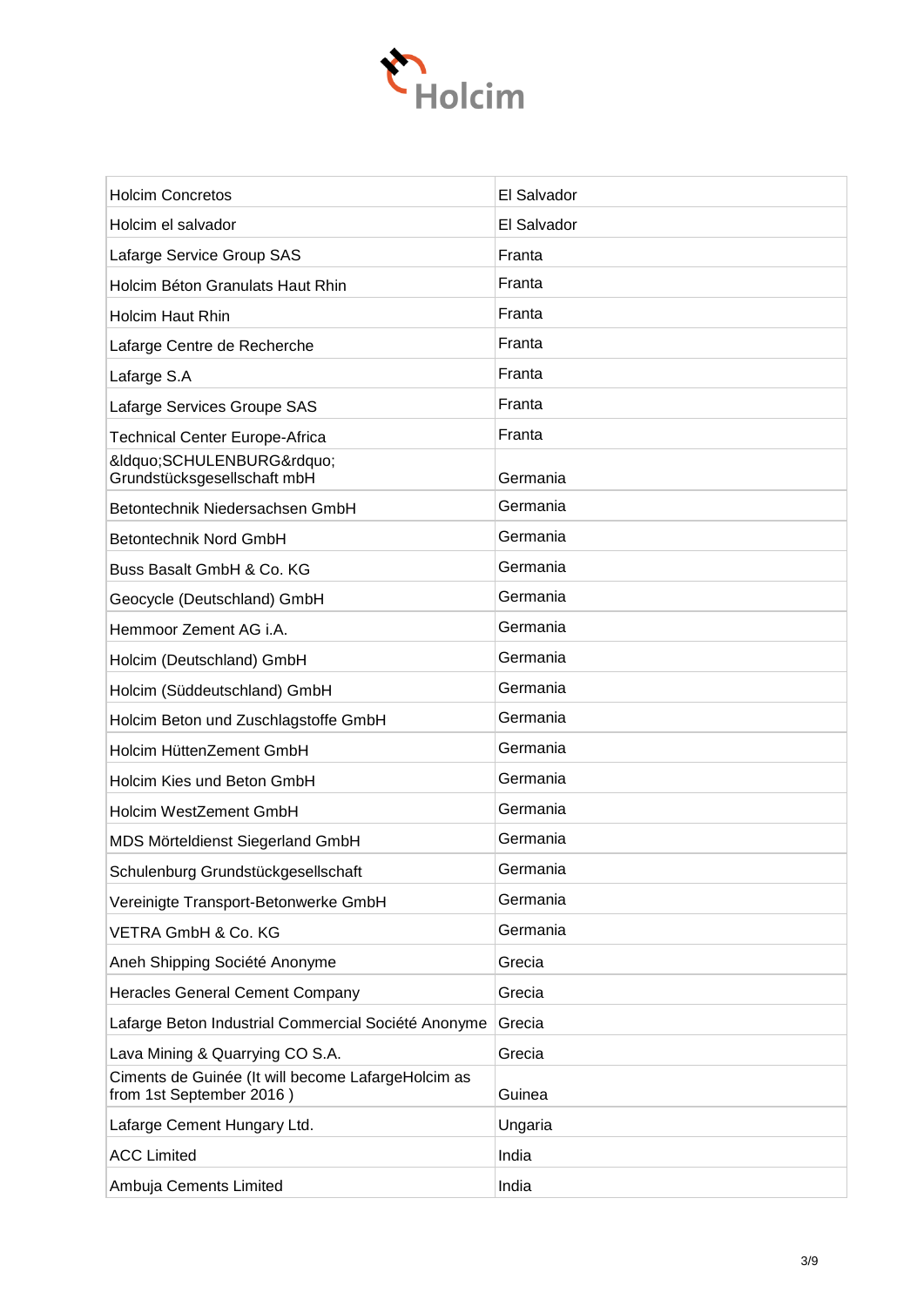| | |
|---|---|
| Holcim Concretos | El Salvador |
| Holcim el salvador | El Salvador |
| Lafarge Service Group SAS | Franta |
| Holcim Béton Granulats Haut Rhin | Franta |
| Holcim Haut Rhin | Franta |
| Lafarge Centre de Recherche | Franta |
| Lafarge S.A | Franta |
| Lafarge Services Groupe SAS | Franta |
| Technical Center Europe-Africa | Franta |
| &ldquo;SCHULENBURG&rdquo; Grundstücksgesellschaft mbH | Germania |
| Betontechnik Niedersachsen GmbH | Germania |
| Betontechnik Nord GmbH | Germania |
| Buss Basalt GmbH & Co. KG | Germania |
| Geocycle (Deutschland) GmbH | Germania |
| Hemmoor Zement AG i.A. | Germania |
| Holcim (Deutschland) GmbH | Germania |
| Holcim (Süddeutschland) GmbH | Germania |
| Holcim Beton und Zuschlagstoffe GmbH | Germania |
| Holcim HüttenZement GmbH | Germania |
| Holcim Kies und Beton GmbH | Germania |
| Holcim WestZement GmbH | Germania |
| MDS Mörteldienst Siegerland GmbH | Germania |
| Schulenburg Grundstückgesellschaft | Germania |
| Vereinigte Transport-Betonwerke GmbH | Germania |
| VETRA GmbH & Co. KG | Germania |
| Aneh Shipping Société Anonyme | Grecia |
| Heracles General Cement Company | Grecia |
| Lafarge Beton Industrial Commercial Société Anonyme | Grecia |
| Lava Mining & Quarrying CO S.A. | Grecia |
| Ciments de Guinée (It will become LafargeHolcim as from 1st September 2016 ) | Guinea |
| Lafarge Cement Hungary Ltd. | Ungaria |
| ACC Limited | India |
| Ambuja Cements Limited | India |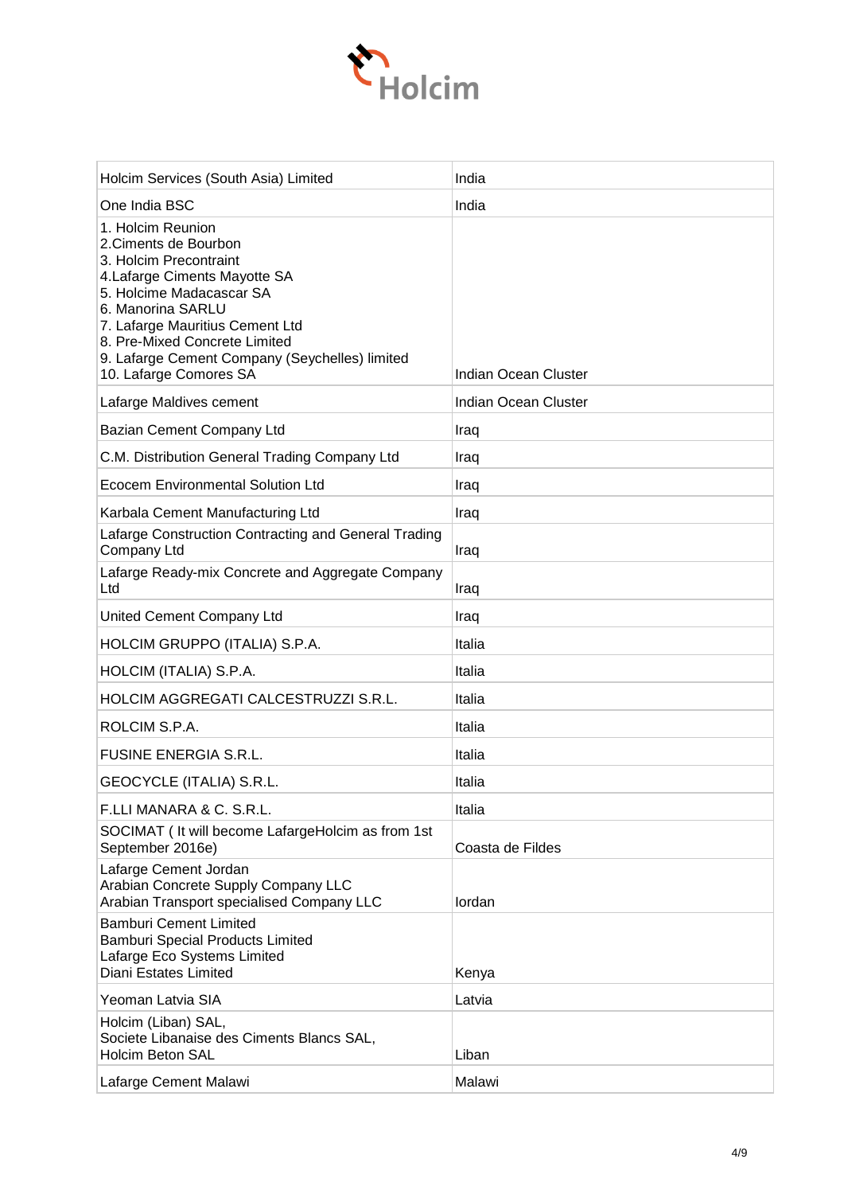| | |
|---|---|
| Holcim Services (South Asia) Limited | India |
| One India BSC | India |
| 1. Holcim Reunion<br>2.Ciments de Bourbon<br>3. Holcim Precontraint<br>4.Lafarge Ciments Mayotte SA<br>5. Holcime Madacascar SA<br>6. Manorina SARLU<br>7. Lafarge Mauritius Cement Ltd<br>8. Pre-Mixed Concrete Limited<br>9. Lafarge Cement Company (Seychelles) limited<br>10. Lafarge Comores SA | Indian Ocean Cluster |
| Lafarge Maldives cement | Indian Ocean Cluster |
| Bazian Cement Company Ltd | Iraq |
| C.M. Distribution General Trading Company Ltd | Iraq |
| Ecocem Environmental Solution Ltd | Iraq |
| Karbala Cement Manufacturing Ltd | Iraq |
| Lafarge Construction Contracting and General Trading Company Ltd | Iraq |
| Lafarge Ready-mix Concrete and Aggregate Company Ltd | Iraq |
| United Cement Company Ltd | Iraq |
| HOLCIM GRUPPO (ITALIA) S.P.A. | Italia |
| HOLCIM (ITALIA) S.P.A. | Italia |
| HOLCIM AGGREGATI CALCESTRUZZI S.R.L. | Italia |
| ROLCIM S.P.A. | Italia |
| FUSINE ENERGIA S.R.L. | Italia |
| GEOCYCLE (ITALIA) S.R.L. | Italia |
| F.LLI MANARA & C. S.R.L. | Italia |
| SOCIMAT ( It will become LafargeHolcim as from 1st September 2016e) | Coasta de Fildes |
| Lafarge Cement Jordan<br>Arabian Concrete Supply Company LLC<br>Arabian Transport specialised Company LLC | Iordan |
| Bamburi Cement Limited<br>Bamburi Special Products Limited<br>Lafarge Eco Systems Limited<br>Diani Estates Limited | Kenya |
| Yeoman Latvia SIA | Latvia |
| Holcim (Liban) SAL,<br>Societe Libanaise des Ciments Blancs SAL,<br>Holcim Beton SAL | Liban |
| Lafarge Cement Malawi | Malawi |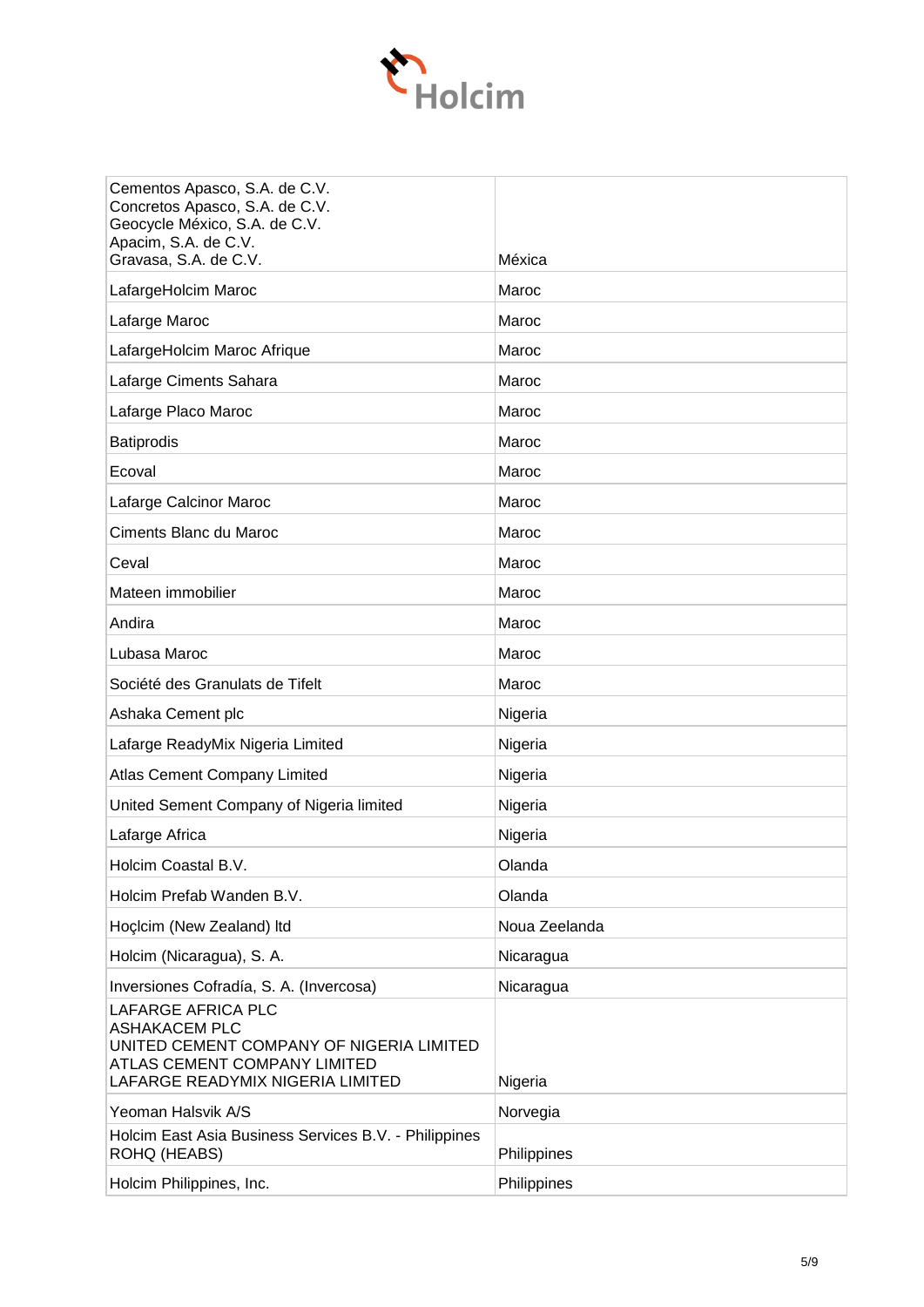| | |
|---|---|
| Cementos Apasco, S.A. de C.V.<br>Concretos Apasco, S.A. de C.V.<br>Geocycle México, S.A. de C.V.<br>Apacim, S.A. de C.V.<br>Gravasa, S.A. de C.V. | Méxica |
| LafargeHolcim Maroc | Maroc |
| Lafarge Maroc | Maroc |
| LafargeHolcim Maroc Afrique | Maroc |
| Lafarge Ciments Sahara | Maroc |
| Lafarge Placo Maroc | Maroc |
| Batiprodis | Maroc |
| Ecoval | Maroc |
| Lafarge Calcinor Maroc | Maroc |
| Ciments Blanc du Maroc | Maroc |
| Ceval | Maroc |
| Mateen immobilier | Maroc |
| Andira | Maroc |
| Lubasa Maroc | Maroc |
| Société des Granulats de Tifelt | Maroc |
| Ashaka Cement plc | Nigeria |
| Lafarge ReadyMix Nigeria Limited | Nigeria |
| Atlas Cement Company Limited | Nigeria |
| United Sement Company of Nigeria limited | Nigeria |
| Lafarge Africa | Nigeria |
| Holcim Coastal B.V. | Olanda |
| Holcim Prefab Wanden B.V. | Olanda |
| Hoçlcim (New Zealand) ltd | Noua Zeelanda |
| Holcim (Nicaragua), S. A. | Nicaragua |
| Inversiones Cofradía, S. A. (Invercosa) | Nicaragua |
| LAFARGE AFRICA PLC<br>ASHAKACEM PLC<br>UNITED CEMENT COMPANY OF NIGERIA LIMITED<br>ATLAS CEMENT COMPANY LIMITED<br>LAFARGE READYMIX NIGERIA LIMITED | Nigeria |
| Yeoman Halsvik A/S | Norvegia |
| Holcim East Asia Business Services B.V. - Philippines ROHQ (HEABS) | Philippines |
| Holcim Philippines, Inc. | Philippines |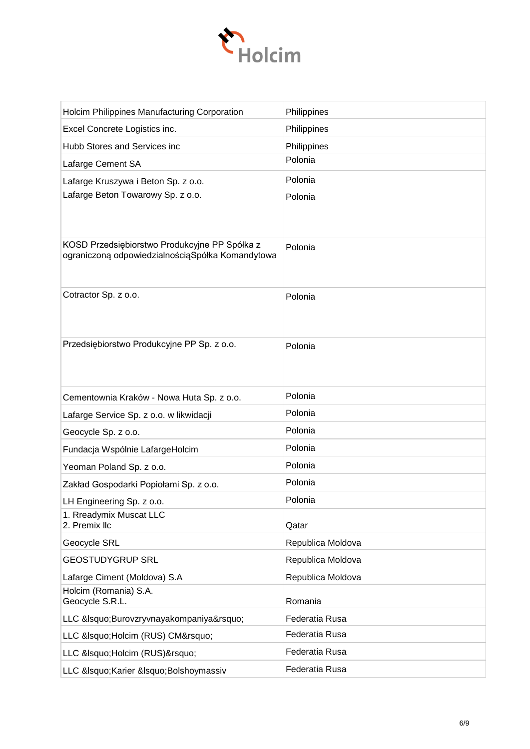| | |
|---|---|
| Holcim Philippines Manufacturing Corporation | Philippines |
| Excel Concrete Logistics inc. | Philippines |
| Hubb Stores and Services inc | Philippines |
| Lafarge Cement SA | Polonia |
| Lafarge Kruszywa i Beton Sp. z o.o. | Polonia |
| Lafarge Beton Towarowy Sp. z o.o. | Polonia |
| KOSD Przedsiębiorstwo Produkcyjne PP Spółka z ograniczoną odpowiedzialnościąSpółka Komandytowa | Polonia |
| Cotractor Sp. z o.o. | Polonia |
| Przedsiębiorstwo Produkcyjne PP Sp. z o.o. | Polonia |
| Cementownia Kraków - Nowa Huta Sp. z o.o. | Polonia |
| Lafarge Service Sp. z o.o. w likwidacji | Polonia |
| Geocycle Sp. z o.o. | Polonia |
| Fundacja Wspólnie LafargeHolcim | Polonia |
| Yeoman Poland Sp. z o.o. | Polonia |
| Zakład Gospodarki Popiołami Sp. z o.o. | Polonia |
| LH Engineering Sp. z o.o. | Polonia |
| 1. Rreadymix Muscat LLC<br>2. Premix llc | Qatar |
| Geocycle SRL | Republica Moldova |
| GEOSTUDYGRUP SRL | Republica Moldova |
| Lafarge Ciment (Moldova) S.A | Republica Moldova |
| Holcim (Romania) S.A.<br>Geocycle S.R.L. | Romania |
| LLC &lsquo;Burovzryvnayakompaniya&rsquo; | Federatia Rusa |
| LLC &lsquo;Holcim (RUS) CM&rsquo; | Federatia Rusa |
| LLC &lsquo;Holcim (RUS)&rsquo; | Federatia Rusa |
| LLC &lsquo;Karier &lsquo;Bolshoymassiv | Federatia Rusa |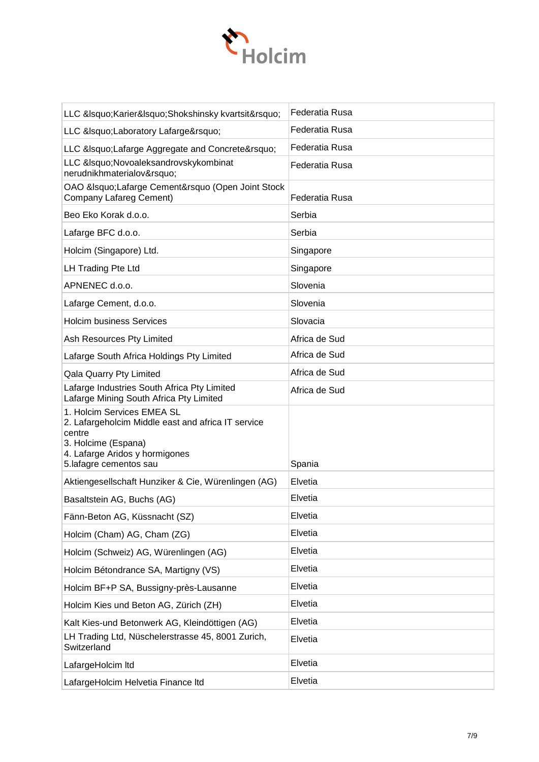| | |
|---|---|
| LLC &lsquo;Karier&lsquo;Shokshinsky kvartsit&rsquo; | Federatia Rusa |
| LLC &lsquo;Laboratory Lafarge&rsquo; | Federatia Rusa |
| LLC &lsquo;Lafarge Aggregate and Concrete&rsquo; | Federatia Rusa |
| LLC &lsquo;Novoaleksandrovskykombinat nerudnikhmaterialov&rsquo; | Federatia Rusa |
| OAO &lsquo;Lafarge Cement&rsquo (Open Joint Stock Company Lafareg Cement) | Federatia Rusa |
| Beo Eko Korak d.o.o. | Serbia |
| Lafarge BFC d.o.o. | Serbia |
| Holcim (Singapore) Ltd. | Singapore |
| LH Trading Pte Ltd | Singapore |
| APNENEC d.o.o. | Slovenia |
| Lafarge Cement, d.o.o. | Slovenia |
| Holcim business Services | Slovacia |
| Ash Resources Pty Limited | Africa de Sud |
| Lafarge South Africa Holdings Pty Limited | Africa de Sud |
| Qala Quarry Pty Limited | Africa de Sud |
| Lafarge Industries South Africa Pty Limited Lafarge Mining South Africa Pty Limited | Africa de Sud |
| 1. Holcim Services EMEA SL<br>2. Lafargeholcim Middle east and africa IT service centre<br>3. Holcime (Espana)<br>4. Lafarge Aridos y hormigones<br>5.lafagre cementos sau | Spania |
| Aktiengesellschaft Hunziker & Cie, Würenlingen (AG) | Elvetia |
| Basaltstein AG, Buchs (AG) | Elvetia |
| Fänn-Beton AG, Küssnacht (SZ) | Elvetia |
| Holcim (Cham) AG, Cham (ZG) | Elvetia |
| Holcim (Schweiz) AG, Würenlingen (AG) | Elvetia |
| Holcim Bétondrance SA, Martigny (VS) | Elvetia |
| Holcim BF+P SA, Bussigny-près-Lausanne | Elvetia |
| Holcim Kies und Beton AG, Zürich (ZH) | Elvetia |
| Kalt Kies-und Betonwerk AG, Kleindöttigen (AG) | Elvetia |
| LH Trading Ltd, Nüschelerstrasse 45, 8001 Zurich, Switzerland | Elvetia |
| LafargeHolcim ltd | Elvetia |
| LafargeHolcim Helvetia Finance ltd | Elvetia |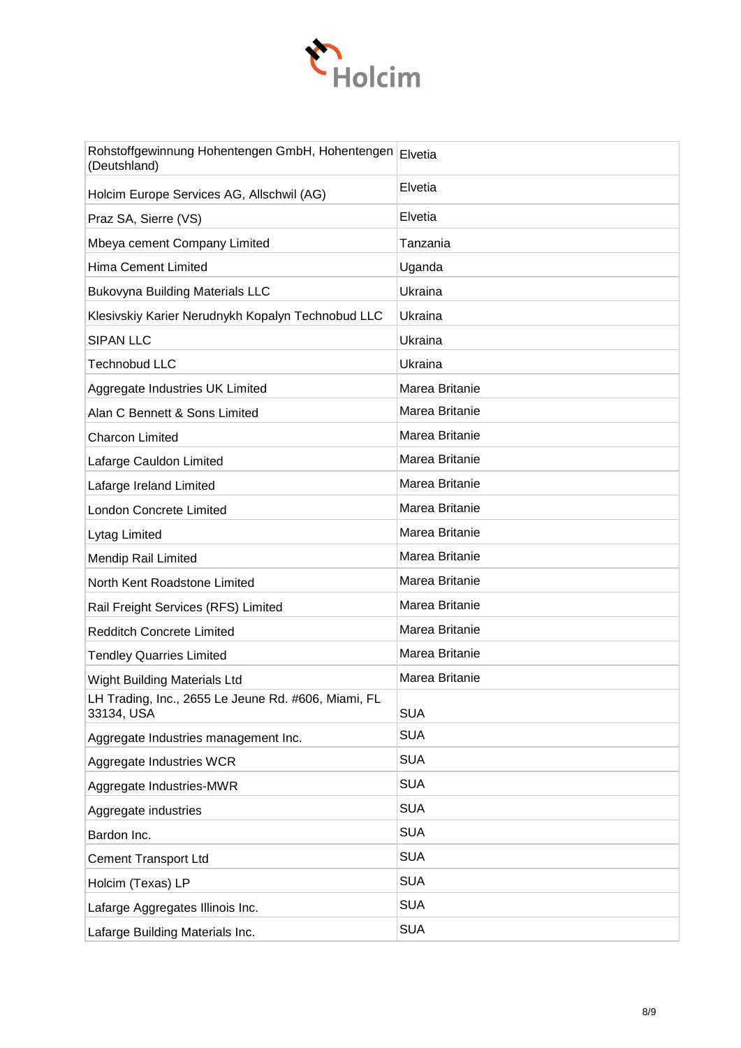| Rohstoffgewinnung Hohentengen GmbH, Hohentengen (Deutshland) | Elvetia |
|---|---|
| Holcim Europe Services AG, Allschwil (AG) | Elvetia |
| Praz SA, Sierre (VS) | Elvetia |
| Mbeya cement Company Limited | Tanzania |
| Hima Cement Limited | Uganda |
| Bukovyna Building Materials LLC | Ukraina |
| Klesivskiy Karier Nerudnykh Kopalyn Technobud LLC | Ukraina |
| SIPAN LLC | Ukraina |
| Technobud LLC | Ukraina |
| Aggregate Industries UK Limited | Marea Britanie |
| Alan C Bennett & Sons Limited | Marea Britanie |
| Charcon Limited | Marea Britanie |
| Lafarge Cauldon Limited | Marea Britanie |
| Lafarge Ireland Limited | Marea Britanie |
| London Concrete Limited | Marea Britanie |
| Lytag Limited | Marea Britanie |
| Mendip Rail Limited | Marea Britanie |
| North Kent Roadstone Limited | Marea Britanie |
| Rail Freight Services (RFS) Limited | Marea Britanie |
| Redditch Concrete Limited | Marea Britanie |
| Tendley Quarries Limited | Marea Britanie |
| Wight Building Materials Ltd | Marea Britanie |
| LH Trading, Inc., 2655 Le Jeune Rd. #606, Miami, FL 33134, USA | SUA |
| Aggregate Industries management Inc. | SUA |
| Aggregate Industries WCR | SUA |
| Aggregate Industries-MWR | SUA |
| Aggregate industries | SUA |
| Bardon Inc. | SUA |
| Cement Transport Ltd | SUA |
| Holcim (Texas) LP | SUA |
| Lafarge Aggregates Illinois Inc. | SUA |
| Lafarge Building Materials Inc. | SUA |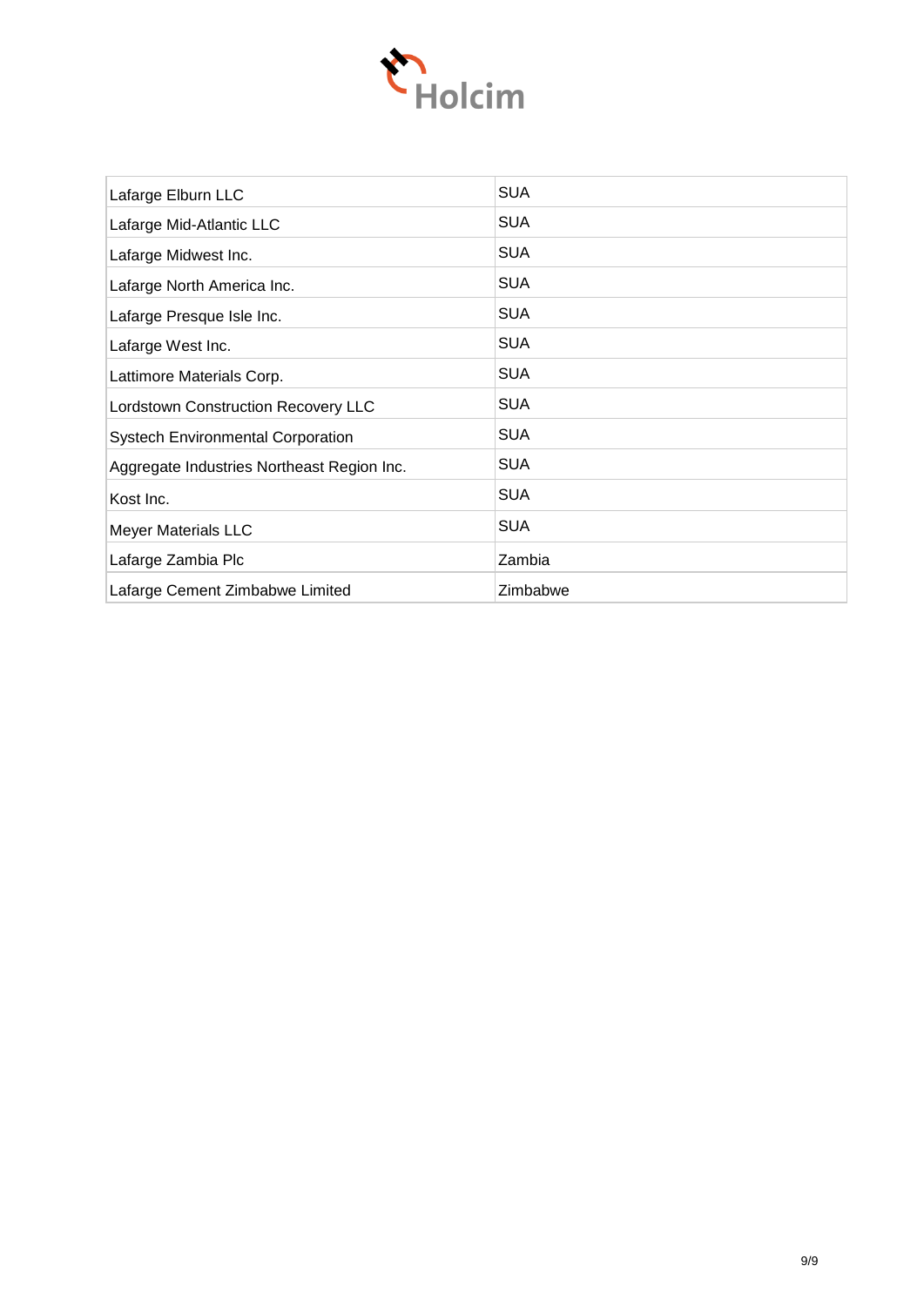| | |
|---|---|
| Lafarge Elburn LLC | SUA |
| Lafarge Mid-Atlantic LLC | SUA |
| Lafarge Midwest Inc. | SUA |
| Lafarge North America Inc. | SUA |
| Lafarge Presque Isle Inc. | SUA |
| Lafarge West Inc. | SUA |
| Lattimore Materials Corp. | SUA |
| Lordstown Construction Recovery LLC | SUA |
| Systech Environmental Corporation | SUA |
| Aggregate Industries Northeast Region Inc. | SUA |
| Kost Inc. | SUA |
| Meyer Materials LLC | SUA |
| Lafarge Zambia Plc | Zambia |
| Lafarge Cement Zimbabwe Limited | Zimbabwe |